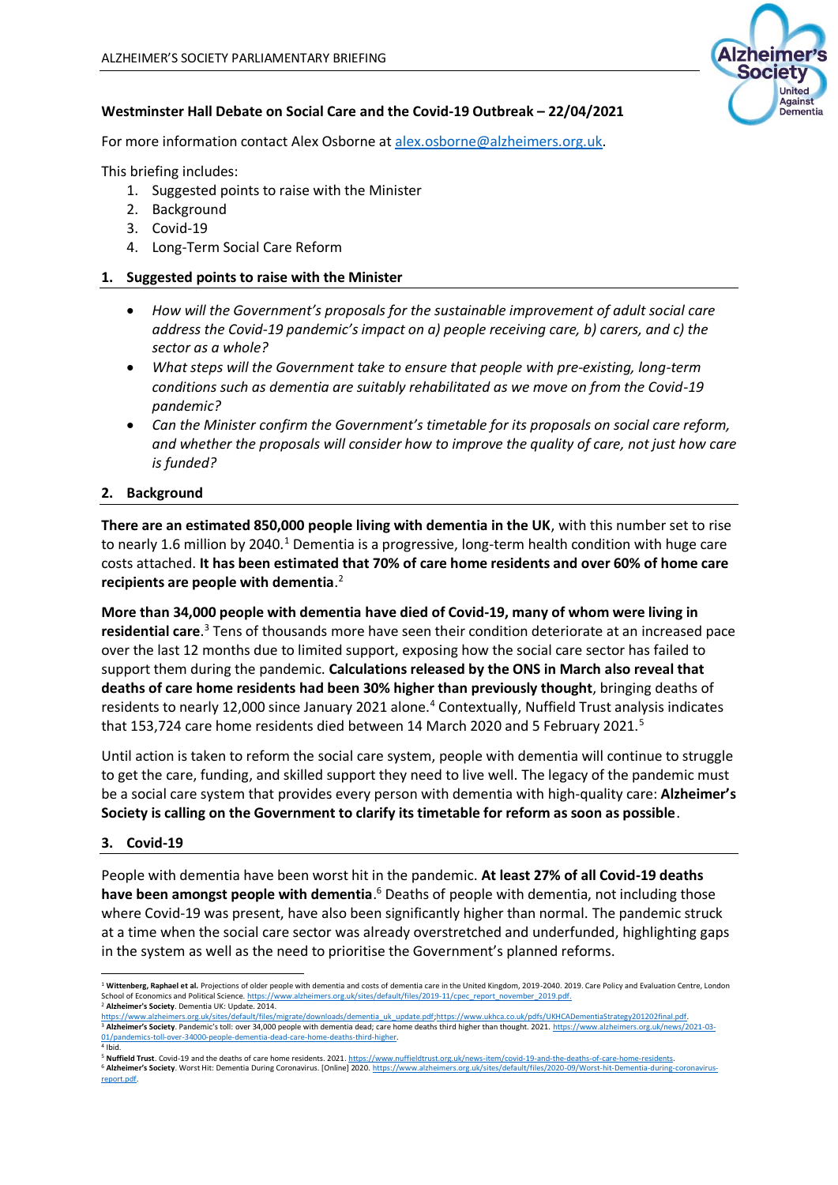ALZHEIMER'S SOCIETY PARLIAMENTARY BRIEFING

**Westminster Hall Debate on Social Care and the Covid-19 Outbreak – 22/04/2021**

For more information contact Alex Osborne at alex.osborne@alzheimers.org.uk.

This briefing includes:

1. Suggested points to raise with the Minister
2. Background
3. Covid-19
4. Long-Term Social Care Reform

## 1. Suggested points to raise with the Minister

- *How will the Government's proposals for the sustainable improvement of adult social care address the Covid-19 pandemic's impact on a) people receiving care, b) carers, and c) the sector as a whole?*
- *What steps will the Government take to ensure that people with pre-existing, long-term conditions such as dementia are suitably rehabilitated as we move on from the Covid-19 pandemic?*
- *Can the Minister confirm the Government's timetable for its proposals on social care reform, and whether the proposals will consider how to improve the quality of care, not just how care is funded?*

## 2. Background

**There are an estimated 850,000 people living with dementia in the UK**, with this number set to rise to nearly 1.6 million by 2040.[1] Dementia is a progressive, long-term health condition with huge care costs attached. **It has been estimated that 70% of care home residents and over 60% of home care recipients are people with dementia**.[2]

**More than 34,000 people with dementia have died of Covid-19, many of whom were living in residential care**.[3] Tens of thousands more have seen their condition deteriorate at an increased pace over the last 12 months due to limited support, exposing how the social care sector has failed to support them during the pandemic. **Calculations released by the ONS in March also reveal that deaths of care home residents had been 30% higher than previously thought**, bringing deaths of residents to nearly 12,000 since January 2021 alone.[4] Contextually, Nuffield Trust analysis indicates that 153,724 care home residents died between 14 March 2020 and 5 February 2021.[5]

Until action is taken to reform the social care system, people with dementia will continue to struggle to get the care, funding, and skilled support they need to live well. The legacy of the pandemic must be a social care system that provides every person with dementia with high-quality care: **Alzheimer's Society is calling on the Government to clarify its timetable for reform as soon as possible**.

## 3. Covid-19

People with dementia have been worst hit in the pandemic. **At least 27% of all Covid-19 deaths have been amongst people with dementia**.[6] Deaths of people with dementia, not including those where Covid-19 was present, have also been significantly higher than normal. The pandemic struck at a time when the social care sector was already overstretched and underfunded, highlighting gaps in the system as well as the need to prioritise the Government's planned reforms.

---

[1] **Wittenberg, Raphael et al.** Projections of older people with dementia and costs of dementia care in the United Kingdom, 2019-2040. 2019. Care Policy and Evaluation Centre, London School of Economics and Political Science. https://www.alzheimers.org.uk/sites/default/files/2019-11/cpec_report_november_2019.pdf.

[2] **Alzheimer's Society**. Dementia UK: Update. 2014. https://www.alzheimers.org.uk/sites/default/files/migrate/downloads/dementia_uk_update.pdf;https://www.ukhca.co.uk/pdfs/UKHCADementiaStrategy201202final.pdf.

[3] **Alzheimer's Society**. Pandemic's toll: over 34,000 people with dementia dead; care home deaths third higher than thought. 2021. https://www.alzheimers.org.uk/news/2021-03-01/pandemics-toll-over-34000-people-dementia-dead-care-home-deaths-third-higher.

[4] Ibid.

[5] **Nuffield Trust**. Covid-19 and the deaths of care home residents. 2021. https://www.nuffieldtrust.org.uk/news-item/covid-19-and-the-deaths-of-care-home-residents.

[6] **Alzheimer's Society**. Worst Hit: Dementia During Coronavirus. [Online] 2020. https://www.alzheimers.org.uk/sites/default/files/2020-09/Worst-hit-Dementia-during-coronavirus-report.pdf.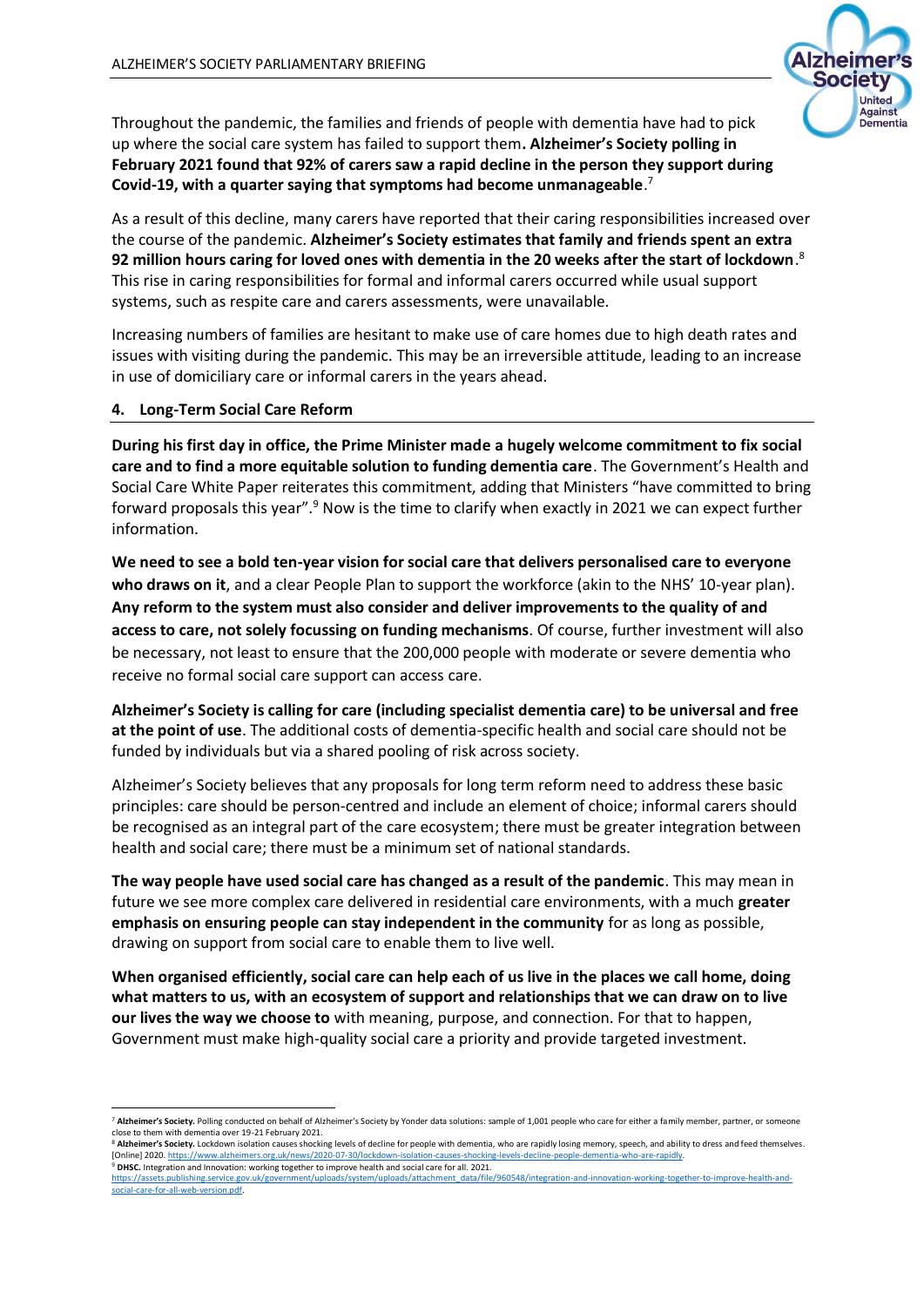Throughout the pandemic, the families and friends of people with dementia have had to pick up where the social care system has failed to support them. **Alzheimer's Society polling in February 2021 found that 92% of carers saw a rapid decline in the person they support during Covid-19, with a quarter saying that symptoms had become unmanageable**.[7]

As a result of this decline, many carers have reported that their caring responsibilities increased over the course of the pandemic. **Alzheimer's Society estimates that family and friends spent an extra 92 million hours caring for loved ones with dementia in the 20 weeks after the start of lockdown**.[8] This rise in caring responsibilities for formal and informal carers occurred while usual support systems, such as respite care and carers assessments, were unavailable.

Increasing numbers of families are hesitant to make use of care homes due to high death rates and issues with visiting during the pandemic. This may be an irreversible attitude, leading to an increase in use of domiciliary care or informal carers in the years ahead.

## 4. Long-Term Social Care Reform

**During his first day in office, the Prime Minister made a hugely welcome commitment to fix social care and to find a more equitable solution to funding dementia care**. The Government's Health and Social Care White Paper reiterates this commitment, adding that Ministers "have committed to bring forward proposals this year".[9] Now is the time to clarify when exactly in 2021 we can expect further information.

**We need to see a bold ten-year vision for social care that delivers personalised care to everyone who draws on it**, and a clear People Plan to support the workforce (akin to the NHS' 10-year plan). **Any reform to the system must also consider and deliver improvements to the quality of and access to care, not solely focussing on funding mechanisms**. Of course, further investment will also be necessary, not least to ensure that the 200,000 people with moderate or severe dementia who receive no formal social care support can access care.

**Alzheimer's Society is calling for care (including specialist dementia care) to be universal and free at the point of use**. The additional costs of dementia-specific health and social care should not be funded by individuals but via a shared pooling of risk across society.

Alzheimer's Society believes that any proposals for long term reform need to address these basic principles: care should be person-centred and include an element of choice; informal carers should be recognised as an integral part of the care ecosystem; there must be greater integration between health and social care; there must be a minimum set of national standards.

**The way people have used social care has changed as a result of the pandemic**. This may mean in future we see more complex care delivered in residential care environments, with a much **greater emphasis on ensuring people can stay independent in the community** for as long as possible, drawing on support from social care to enable them to live well.

**When organised efficiently, social care can help each of us live in the places we call home, doing what matters to us, with an ecosystem of support and relationships that we can draw on to live our lives the way we choose to** with meaning, purpose, and connection. For that to happen, Government must make high-quality social care a priority and provide targeted investment.

---

[7] **Alzheimer's Society.** Polling conducted on behalf of Alzheimer's Society by Yonder data solutions: sample of 1,001 people who care for either a family member, partner, or someone close to them with dementia over 19-21 February 2021.

[8] **Alzheimer's Society.** Lockdown isolation causes shocking levels of decline for people with dementia, who are rapidly losing memory, speech, and ability to dress and feed themselves. [Online] 2020. https://www.alzheimers.org.uk/news/2020-07-30/lockdown-isolation-causes-shocking-levels-decline-people-dementia-who-are-rapidly.

[9] **DHSC.** Integration and Innovation: working together to improve health and social care for all. 2021. https://assets.publishing.service.gov.uk/government/uploads/system/uploads/attachment_data/file/960548/integration-and-innovation-working-together-to-improve-health-and-social-care-for-all-web-version.pdf.